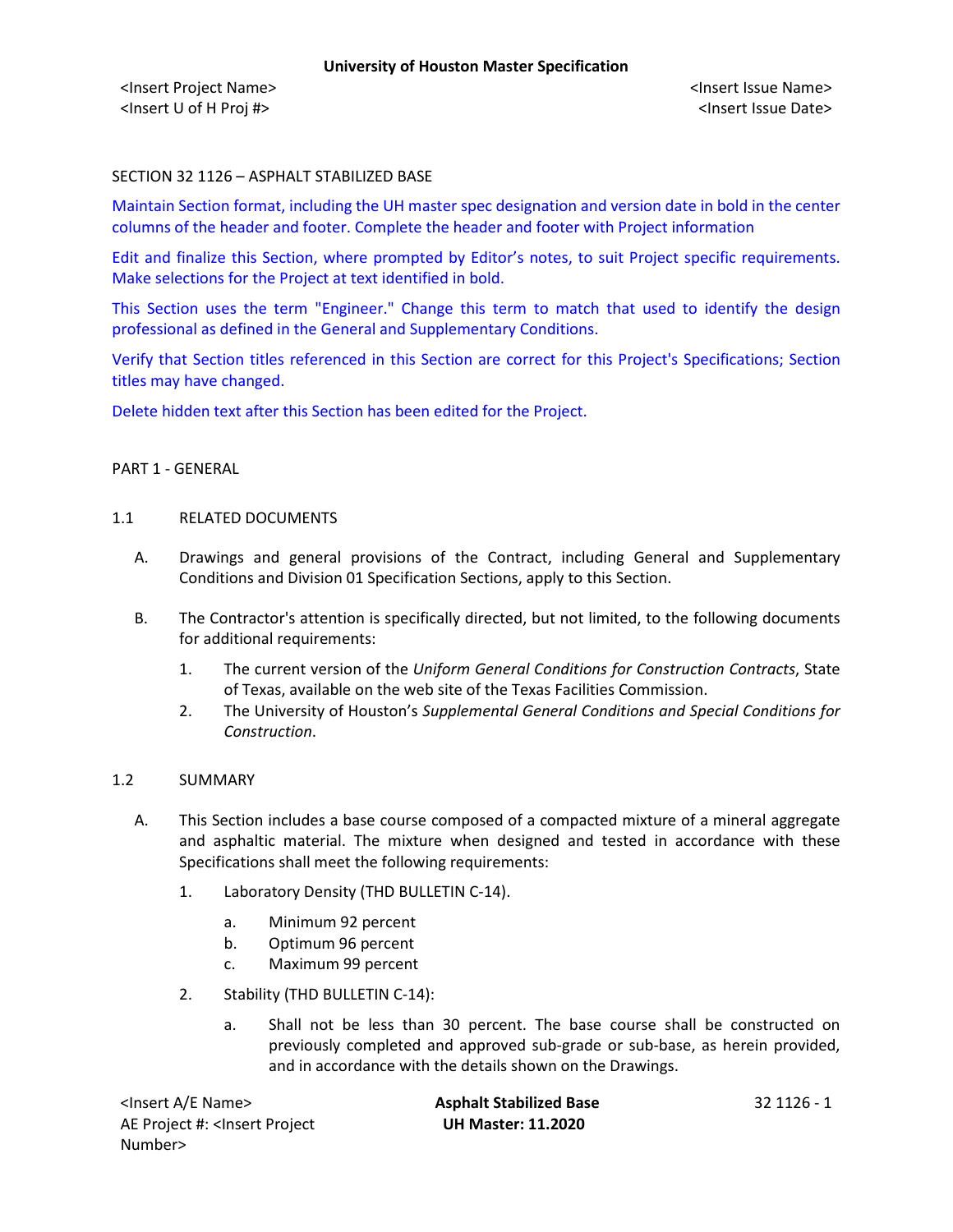SECTION 32 1126 – ASPHALT STABILIZED BASE

Maintain Section format, including the UH master spec designation and version date in bold in the center columns of the header and footer. Complete the header and footer with Project information

Edit and finalize this Section, where prompted by Editor's notes, to suit Project specific requirements. Make selections for the Project at text identified in bold.

This Section uses the term "Engineer." Change this term to match that used to identify the design professional as defined in the General and Supplementary Conditions.

Verify that Section titles referenced in this Section are correct for this Project's Specifications; Section titles may have changed.

Delete hidden text after this Section has been edited for the Project.

## PART 1 - GENERAL

### 1.1 RELATED DOCUMENTS

A. Drawings and general provisions of the Contract, including General and Supplementary Conditions and Division 01 Specification Sections, apply to this Section.

B. The Contractor's attention is specifically directed, but not limited, to the following documents for additional requirements:

1. The current version of the *Uniform General Conditions for Construction Contracts*, State of Texas, available on the web site of the Texas Facilities Commission.
2. The University of Houston's *Supplemental General Conditions and Special Conditions for Construction*.

### 1.2 SUMMARY

A. This Section includes a base course composed of a compacted mixture of a mineral aggregate and asphaltic material. The mixture when designed and tested in accordance with these Specifications shall meet the following requirements:

1. Laboratory Density (THD BULLETIN C-14).
   a. Minimum 92 percent
   b. Optimum 96 percent
   c. Maximum 99 percent
2. Stability (THD BULLETIN C-14):
   a. Shall not be less than 30 percent. The base course shall be constructed on previously completed and approved sub-grade or sub-base, as herein provided, and in accordance with the details shown on the Drawings.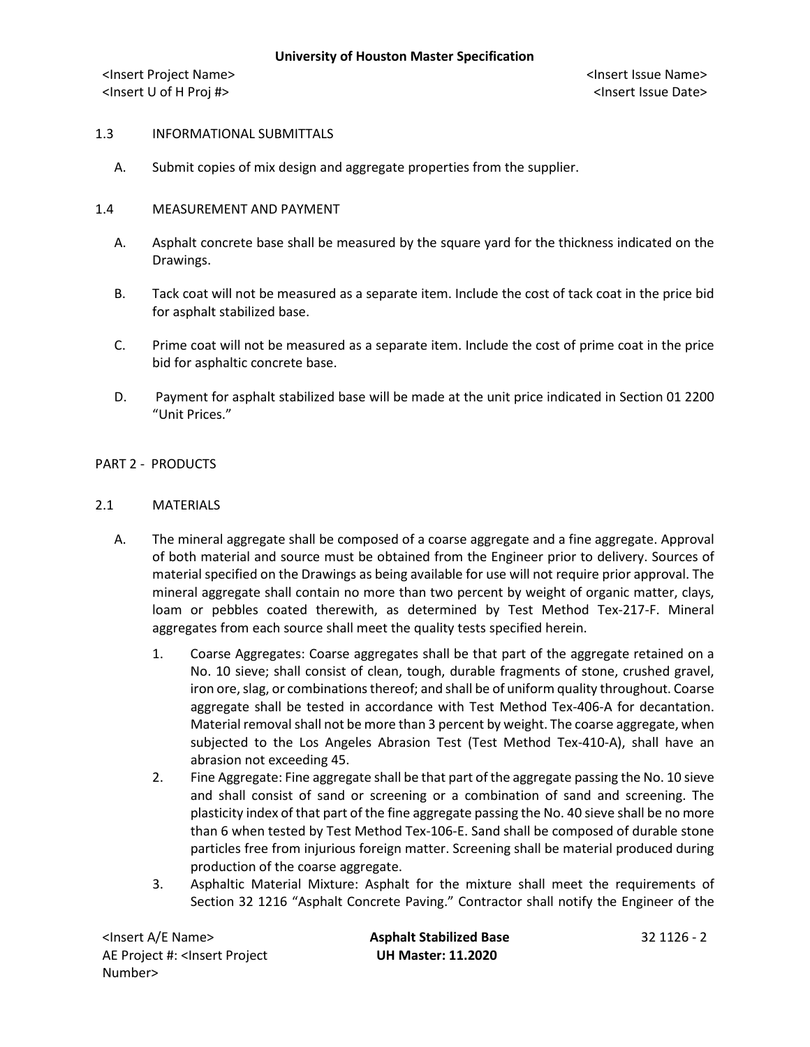## 1.3 INFORMATIONAL SUBMITTALS

A. Submit copies of mix design and aggregate properties from the supplier.

## 1.4 MEASUREMENT AND PAYMENT

A. Asphalt concrete base shall be measured by the square yard for the thickness indicated on the Drawings.

B. Tack coat will not be measured as a separate item. Include the cost of tack coat in the price bid for asphalt stabilized base.

C. Prime coat will not be measured as a separate item. Include the cost of prime coat in the price bid for asphaltic concrete base.

D. Payment for asphalt stabilized base will be made at the unit price indicated in Section 01 2200 "Unit Prices."

# PART 2 - PRODUCTS

## 2.1 MATERIALS

A. The mineral aggregate shall be composed of a coarse aggregate and a fine aggregate. Approval of both material and source must be obtained from the Engineer prior to delivery. Sources of material specified on the Drawings as being available for use will not require prior approval. The mineral aggregate shall contain no more than two percent by weight of organic matter, clays, loam or pebbles coated therewith, as determined by Test Method Tex-217-F. Mineral aggregates from each source shall meet the quality tests specified herein.

1. Coarse Aggregates: Coarse aggregates shall be that part of the aggregate retained on a No. 10 sieve; shall consist of clean, tough, durable fragments of stone, crushed gravel, iron ore, slag, or combinations thereof; and shall be of uniform quality throughout. Coarse aggregate shall be tested in accordance with Test Method Tex-406-A for decantation. Material removal shall not be more than 3 percent by weight. The coarse aggregate, when subjected to the Los Angeles Abrasion Test (Test Method Tex-410-A), shall have an abrasion not exceeding 45.
2. Fine Aggregate: Fine aggregate shall be that part of the aggregate passing the No. 10 sieve and shall consist of sand or screening or a combination of sand and screening. The plasticity index of that part of the fine aggregate passing the No. 40 sieve shall be no more than 6 when tested by Test Method Tex-106-E. Sand shall be composed of durable stone particles free from injurious foreign matter. Screening shall be material produced during production of the coarse aggregate.
3. Asphaltic Material Mixture: Asphalt for the mixture shall meet the requirements of Section 32 1216 "Asphalt Concrete Paving." Contractor shall notify the Engineer of the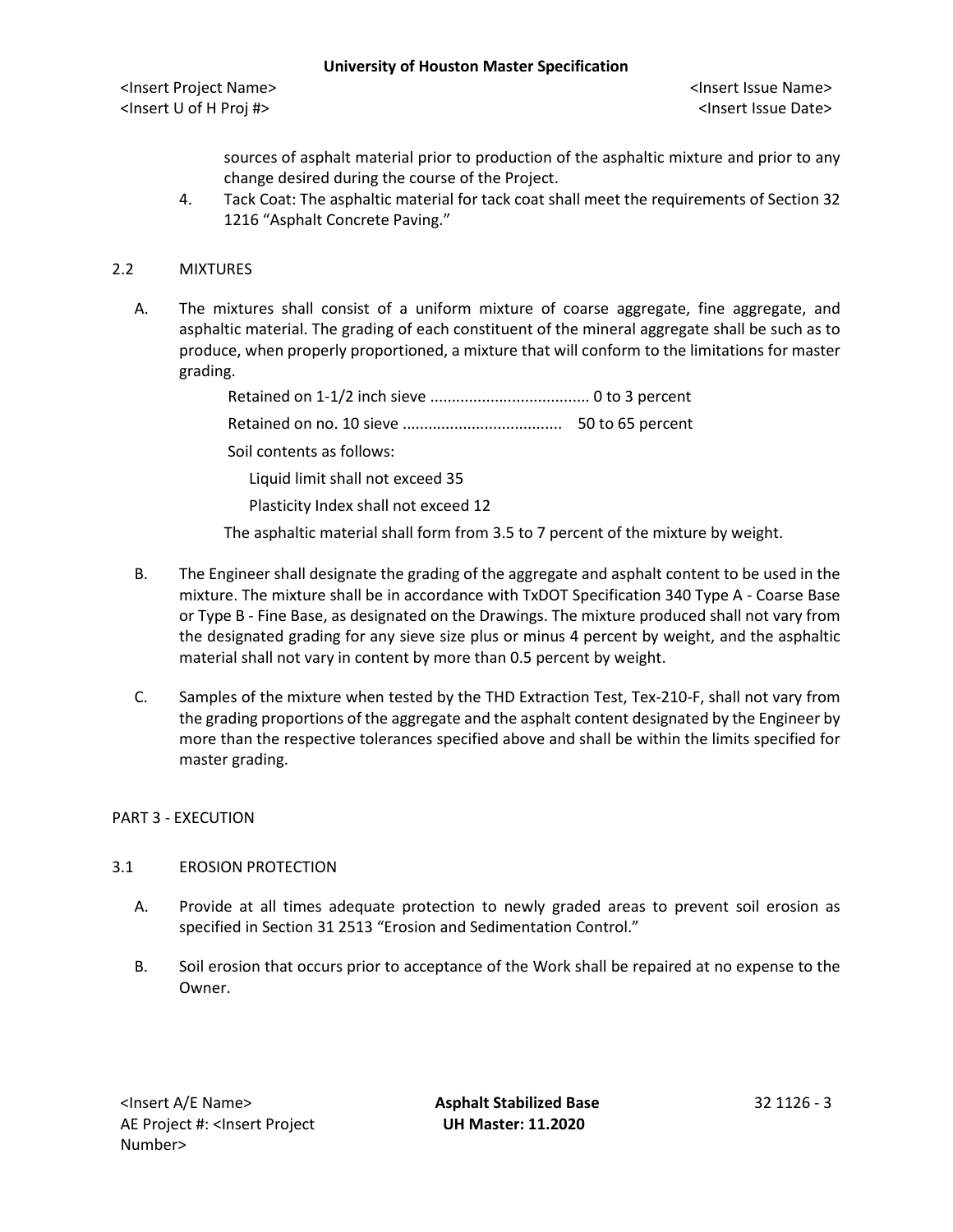sources of asphalt material prior to production of the asphaltic mixture and prior to any change desired during the course of the Project.

4. Tack Coat: The asphaltic material for tack coat shall meet the requirements of Section 32 1216 “Asphalt Concrete Paving.”

## 2.2 MIXTURES

A. The mixtures shall consist of a uniform mixture of coarse aggregate, fine aggregate, and asphaltic material. The grading of each constituent of the mineral aggregate shall be such as to produce, when properly proportioned, a mixture that will conform to the limitations for master grading.

Retained on 1-1/2 inch sieve .................................... 0 to 3 percent

Retained on no. 10 sieve .................................... 50 to 65 percent

Soil contents as follows:

Liquid limit shall not exceed 35

Plasticity Index shall not exceed 12

The asphaltic material shall form from 3.5 to 7 percent of the mixture by weight.

B. The Engineer shall designate the grading of the aggregate and asphalt content to be used in the mixture. The mixture shall be in accordance with TxDOT Specification 340 Type A - Coarse Base or Type B - Fine Base, as designated on the Drawings. The mixture produced shall not vary from the designated grading for any sieve size plus or minus 4 percent by weight, and the asphaltic material shall not vary in content by more than 0.5 percent by weight.

C. Samples of the mixture when tested by the THD Extraction Test, Tex-210-F, shall not vary from the grading proportions of the aggregate and the asphalt content designated by the Engineer by more than the respective tolerances specified above and shall be within the limits specified for master grading.

# PART 3 - EXECUTION

## 3.1 EROSION PROTECTION

A. Provide at all times adequate protection to newly graded areas to prevent soil erosion as specified in Section 31 2513 “Erosion and Sedimentation Control.”

B. Soil erosion that occurs prior to acceptance of the Work shall be repaired at no expense to the Owner.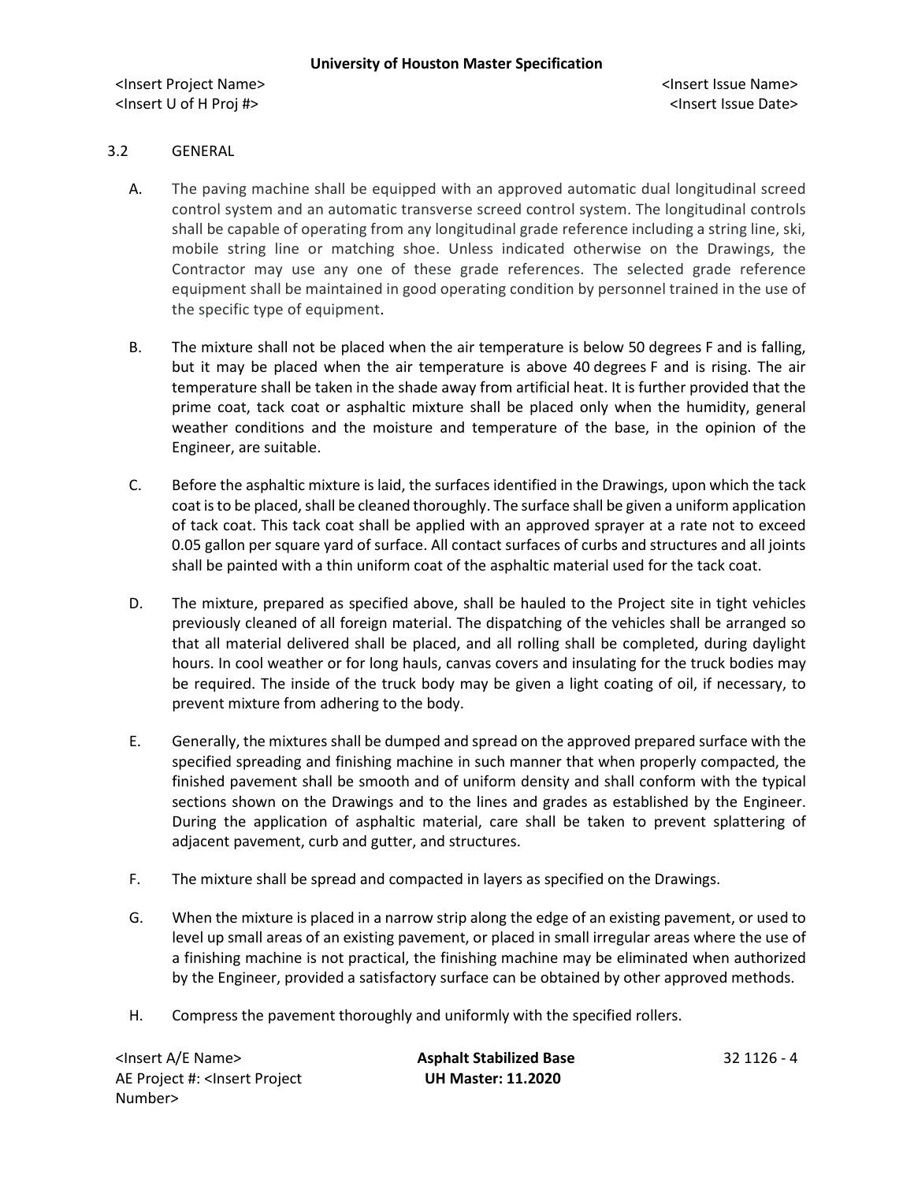## 3.2 GENERAL

A. The paving machine shall be equipped with an approved automatic dual longitudinal screed control system and an automatic transverse screed control system. The longitudinal controls shall be capable of operating from any longitudinal grade reference including a string line, ski, mobile string line or matching shoe. Unless indicated otherwise on the Drawings, the Contractor may use any one of these grade references. The selected grade reference equipment shall be maintained in good operating condition by personnel trained in the use of the specific type of equipment.

B. The mixture shall not be placed when the air temperature is below 50 degrees F and is falling, but it may be placed when the air temperature is above 40 degrees F and is rising. The air temperature shall be taken in the shade away from artificial heat. It is further provided that the prime coat, tack coat or asphaltic mixture shall be placed only when the humidity, general weather conditions and the moisture and temperature of the base, in the opinion of the Engineer, are suitable.

C. Before the asphaltic mixture is laid, the surfaces identified in the Drawings, upon which the tack coat is to be placed, shall be cleaned thoroughly. The surface shall be given a uniform application of tack coat. This tack coat shall be applied with an approved sprayer at a rate not to exceed 0.05 gallon per square yard of surface. All contact surfaces of curbs and structures and all joints shall be painted with a thin uniform coat of the asphaltic material used for the tack coat.

D. The mixture, prepared as specified above, shall be hauled to the Project site in tight vehicles previously cleaned of all foreign material. The dispatching of the vehicles shall be arranged so that all material delivered shall be placed, and all rolling shall be completed, during daylight hours. In cool weather or for long hauls, canvas covers and insulating for the truck bodies may be required. The inside of the truck body may be given a light coating of oil, if necessary, to prevent mixture from adhering to the body.

E. Generally, the mixtures shall be dumped and spread on the approved prepared surface with the specified spreading and finishing machine in such manner that when properly compacted, the finished pavement shall be smooth and of uniform density and shall conform with the typical sections shown on the Drawings and to the lines and grades as established by the Engineer. During the application of asphaltic material, care shall be taken to prevent splattering of adjacent pavement, curb and gutter, and structures.

F. The mixture shall be spread and compacted in layers as specified on the Drawings.

G. When the mixture is placed in a narrow strip along the edge of an existing pavement, or used to level up small areas of an existing pavement, or placed in small irregular areas where the use of a finishing machine is not practical, the finishing machine may be eliminated when authorized by the Engineer, provided a satisfactory surface can be obtained by other approved methods.

H. Compress the pavement thoroughly and uniformly with the specified rollers.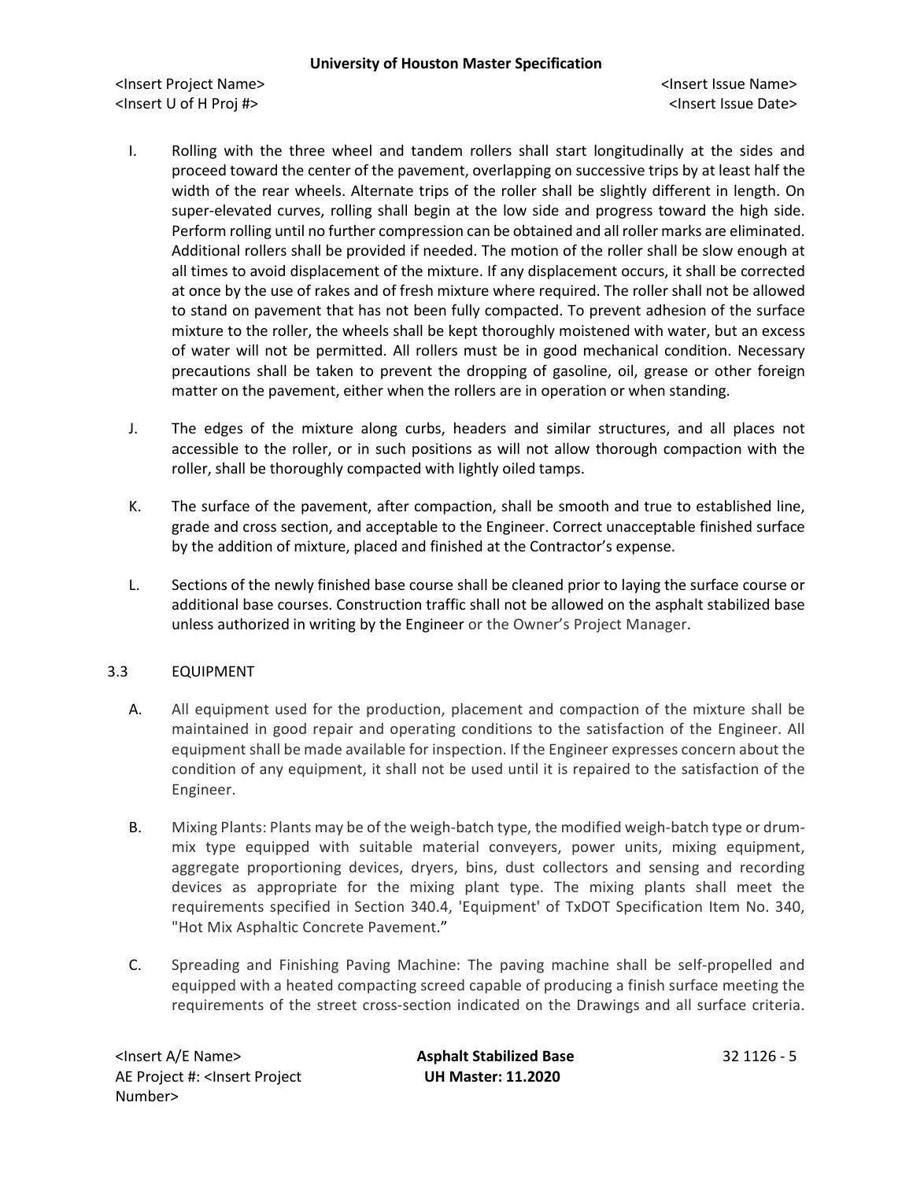I. Rolling with the three wheel and tandem rollers shall start longitudinally at the sides and proceed toward the center of the pavement, overlapping on successive trips by at least half the width of the rear wheels. Alternate trips of the roller shall be slightly different in length. On super-elevated curves, rolling shall begin at the low side and progress toward the high side. Perform rolling until no further compression can be obtained and all roller marks are eliminated. Additional rollers shall be provided if needed. The motion of the roller shall be slow enough at all times to avoid displacement of the mixture. If any displacement occurs, it shall be corrected at once by the use of rakes and of fresh mixture where required. The roller shall not be allowed to stand on pavement that has not been fully compacted. To prevent adhesion of the surface mixture to the roller, the wheels shall be kept thoroughly moistened with water, but an excess of water will not be permitted. All rollers must be in good mechanical condition. Necessary precautions shall be taken to prevent the dropping of gasoline, oil, grease or other foreign matter on the pavement, either when the rollers are in operation or when standing.

J. The edges of the mixture along curbs, headers and similar structures, and all places not accessible to the roller, or in such positions as will not allow thorough compaction with the roller, shall be thoroughly compacted with lightly oiled tamps.

K. The surface of the pavement, after compaction, shall be smooth and true to established line, grade and cross section, and acceptable to the Engineer. Correct unacceptable finished surface by the addition of mixture, placed and finished at the Contractor's expense.

L. Sections of the newly finished base course shall be cleaned prior to laying the surface course or additional base courses. Construction traffic shall not be allowed on the asphalt stabilized base unless authorized in writing by the Engineer or the Owner's Project Manager.

## 3.3 EQUIPMENT

A. All equipment used for the production, placement and compaction of the mixture shall be maintained in good repair and operating conditions to the satisfaction of the Engineer. All equipment shall be made available for inspection. If the Engineer expresses concern about the condition of any equipment, it shall not be used until it is repaired to the satisfaction of the Engineer.

B. Mixing Plants: Plants may be of the weigh-batch type, the modified weigh-batch type or drum-mix type equipped with suitable material conveyers, power units, mixing equipment, aggregate proportioning devices, dryers, bins, dust collectors and sensing and recording devices as appropriate for the mixing plant type. The mixing plants shall meet the requirements specified in Section 340.4, 'Equipment' of TxDOT Specification Item No. 340, "Hot Mix Asphaltic Concrete Pavement."

C. Spreading and Finishing Paving Machine: The paving machine shall be self-propelled and equipped with a heated compacting screed capable of producing a finish surface meeting the requirements of the street cross-section indicated on the Drawings and all surface criteria.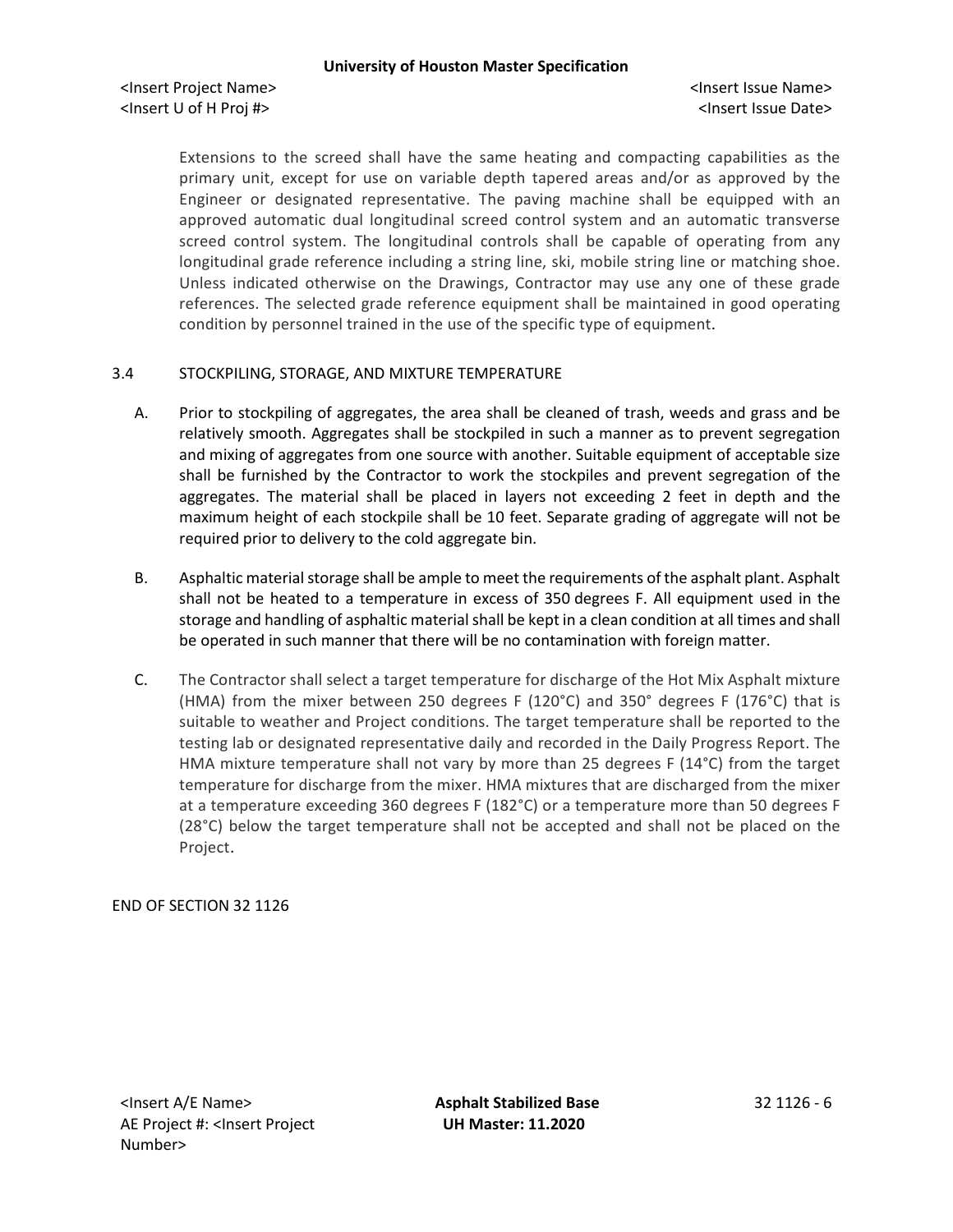Extensions to the screed shall have the same heating and compacting capabilities as the primary unit, except for use on variable depth tapered areas and/or as approved by the Engineer or designated representative. The paving machine shall be equipped with an approved automatic dual longitudinal screed control system and an automatic transverse screed control system. The longitudinal controls shall be capable of operating from any longitudinal grade reference including a string line, ski, mobile string line or matching shoe. Unless indicated otherwise on the Drawings, Contractor may use any one of these grade references. The selected grade reference equipment shall be maintained in good operating condition by personnel trained in the use of the specific type of equipment.

## 3.4 STOCKPILING, STORAGE, AND MIXTURE TEMPERATURE

A. Prior to stockpiling of aggregates, the area shall be cleaned of trash, weeds and grass and be relatively smooth. Aggregates shall be stockpiled in such a manner as to prevent segregation and mixing of aggregates from one source with another. Suitable equipment of acceptable size shall be furnished by the Contractor to work the stockpiles and prevent segregation of the aggregates. The material shall be placed in layers not exceeding 2 feet in depth and the maximum height of each stockpile shall be 10 feet. Separate grading of aggregate will not be required prior to delivery to the cold aggregate bin.

B. Asphaltic material storage shall be ample to meet the requirements of the asphalt plant. Asphalt shall not be heated to a temperature in excess of 350 degrees F. All equipment used in the storage and handling of asphaltic material shall be kept in a clean condition at all times and shall be operated in such manner that there will be no contamination with foreign matter.

C. The Contractor shall select a target temperature for discharge of the Hot Mix Asphalt mixture (HMA) from the mixer between 250 degrees F (120°C) and 350° degrees F (176°C) that is suitable to weather and Project conditions. The target temperature shall be reported to the testing lab or designated representative daily and recorded in the Daily Progress Report. The HMA mixture temperature shall not vary by more than 25 degrees F (14°C) from the target temperature for discharge from the mixer. HMA mixtures that are discharged from the mixer at a temperature exceeding 360 degrees F (182°C) or a temperature more than 50 degrees F (28°C) below the target temperature shall not be accepted and shall not be placed on the Project.

END OF SECTION 32 1126